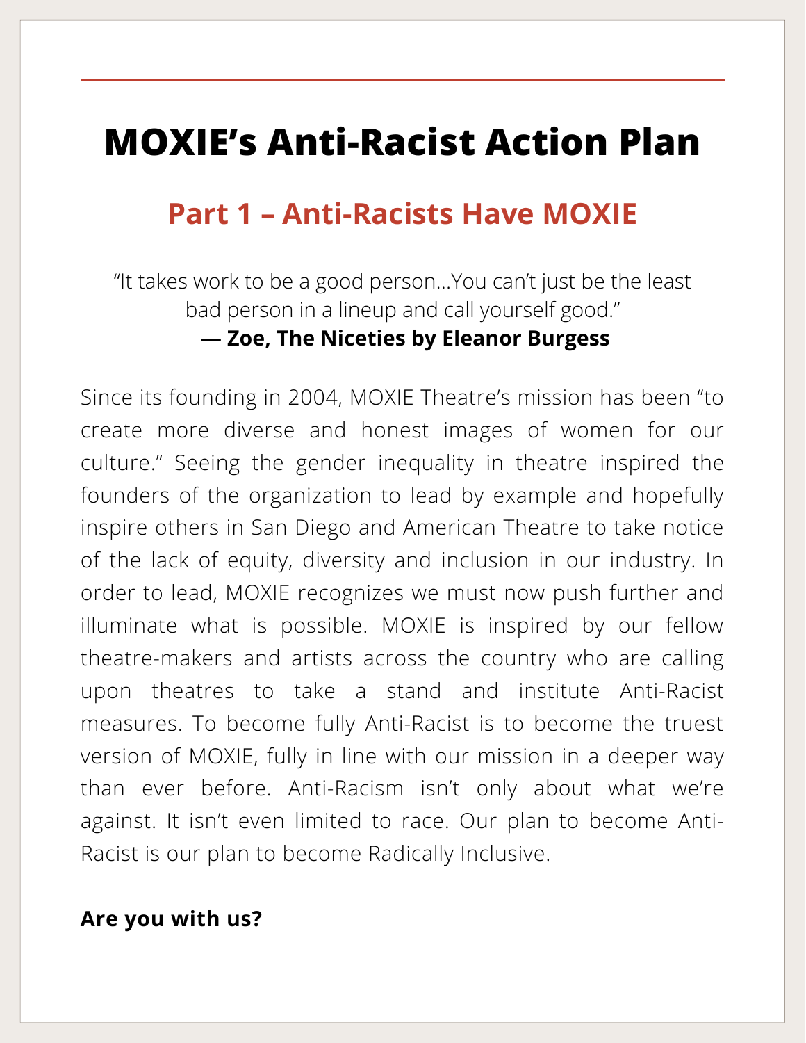# MOXIE's Anti-Racist Action Plan

## Part 1 – Anti-Racists Have MOXIE

"It takes work to be a good person…You can't just be the least bad person in a lineup and call yourself good."
**— Zoe, The Niceties by Eleanor Burgess**

Since its founding in 2004, MOXIE Theatre's mission has been "to create more diverse and honest images of women for our culture." Seeing the gender inequality in theatre inspired the founders of the organization to lead by example and hopefully inspire others in San Diego and American Theatre to take notice of the lack of equity, diversity and inclusion in our industry. In order to lead, MOXIE recognizes we must now push further and illuminate what is possible. MOXIE is inspired by our fellow theatre-makers and artists across the country who are calling upon theatres to take a stand and institute Anti-Racist measures. To become fully Anti-Racist is to become the truest version of MOXIE, fully in line with our mission in a deeper way than ever before. Anti-Racism isn't only about what we're against. It isn't even limited to race. Our plan to become Anti-Racist is our plan to become Radically Inclusive.

**Are you with us?**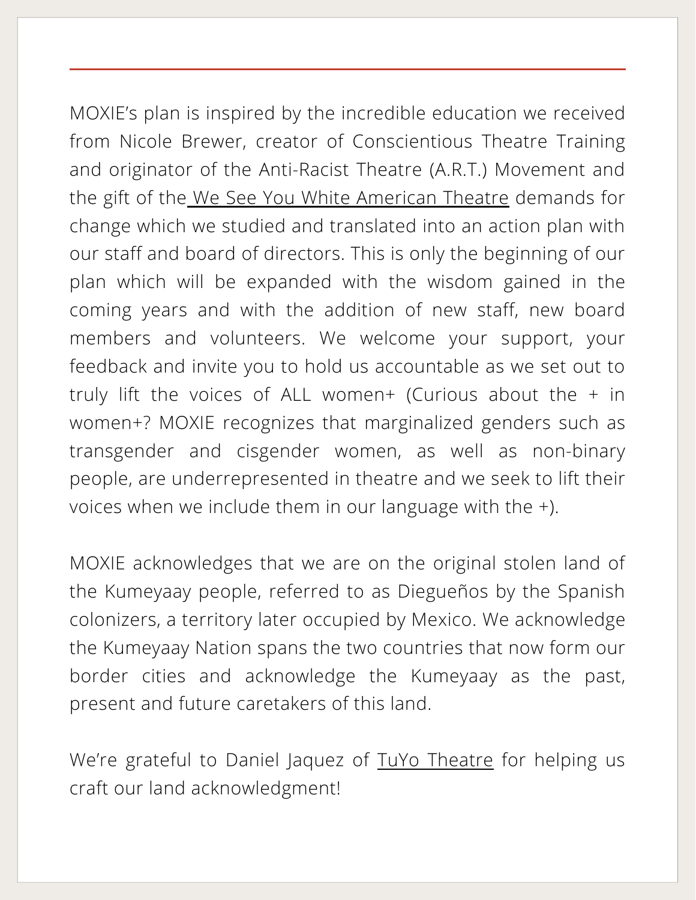---

MOXIE's plan is inspired by the incredible education we received from Nicole Brewer, creator of Conscientious Theatre Training and originator of the Anti-Racist Theatre (A.R.T.) Movement and the gift of the We See You White American Theatre demands for change which we studied and translated into an action plan with our staff and board of directors. This is only the beginning of our plan which will be expanded with the wisdom gained in the coming years and with the addition of new staff, new board members and volunteers. We welcome your support, your feedback and invite you to hold us accountable as we set out to truly lift the voices of ALL women+ (Curious about the + in women+? MOXIE recognizes that marginalized genders such as transgender and cisgender women, as well as non-binary people, are underrepresented in theatre and we seek to lift their voices when we include them in our language with the +).

MOXIE acknowledges that we are on the original stolen land of the Kumeyaay people, referred to as Diegueños by the Spanish colonizers, a territory later occupied by Mexico. We acknowledge the Kumeyaay Nation spans the two countries that now form our border cities and acknowledge the Kumeyaay as the past, present and future caretakers of this land.

We're grateful to Daniel Jaquez of TuYo Theatre for helping us craft our land acknowledgment!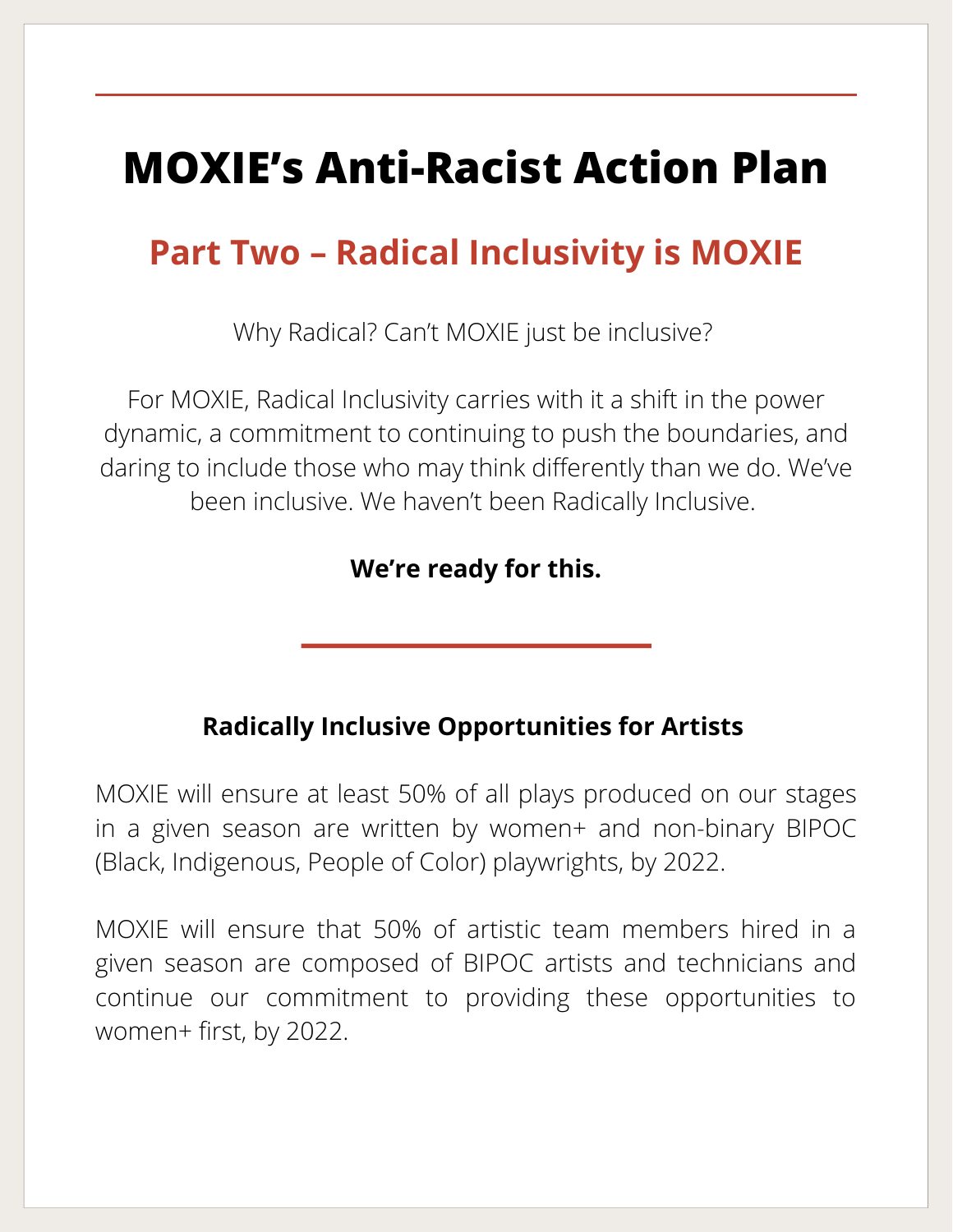# MOXIE's Anti-Racist Action Plan

## Part Two – Radical Inclusivity is MOXIE

Why Radical? Can't MOXIE just be inclusive?

For MOXIE, Radical Inclusivity carries with it a shift in the power dynamic, a commitment to continuing to push the boundaries, and daring to include those who may think differently than we do. We've been inclusive. We haven't been Radically Inclusive.

**We're ready for this.**

### Radically Inclusive Opportunities for Artists

MOXIE will ensure at least 50% of all plays produced on our stages in a given season are written by women+ and non-binary BIPOC (Black, Indigenous, People of Color) playwrights, by 2022.

MOXIE will ensure that 50% of artistic team members hired in a given season are composed of BIPOC artists and technicians and continue our commitment to providing these opportunities to women+ first, by 2022.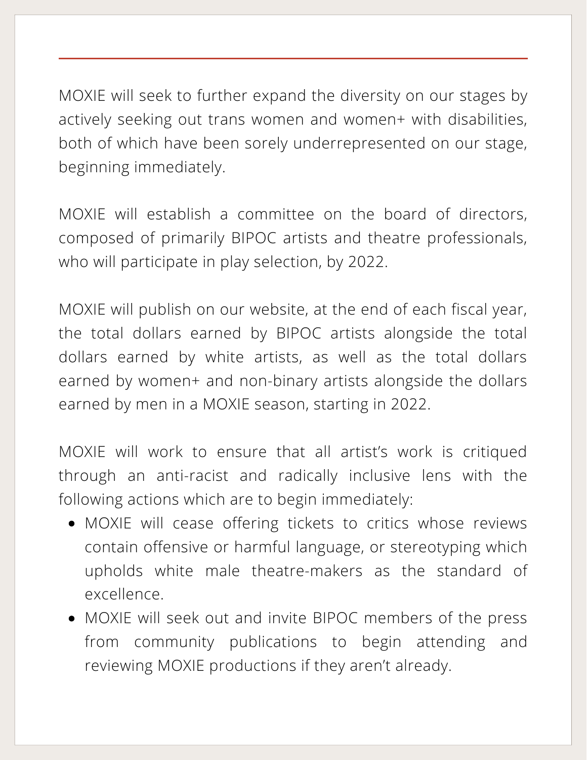MOXIE will seek to further expand the diversity on our stages by actively seeking out trans women and women+ with disabilities, both of which have been sorely underrepresented on our stage, beginning immediately.

MOXIE will establish a committee on the board of directors, composed of primarily BIPOC artists and theatre professionals, who will participate in play selection, by 2022.

MOXIE will publish on our website, at the end of each fiscal year, the total dollars earned by BIPOC artists alongside the total dollars earned by white artists, as well as the total dollars earned by women+ and non-binary artists alongside the dollars earned by men in a MOXIE season, starting in 2022.

MOXIE will work to ensure that all artist's work is critiqued through an anti-racist and radically inclusive lens with the following actions which are to begin immediately:

- MOXIE will cease offering tickets to critics whose reviews contain offensive or harmful language, or stereotyping which upholds white male theatre-makers as the standard of excellence.
- MOXIE will seek out and invite BIPOC members of the press from community publications to begin attending and reviewing MOXIE productions if they aren't already.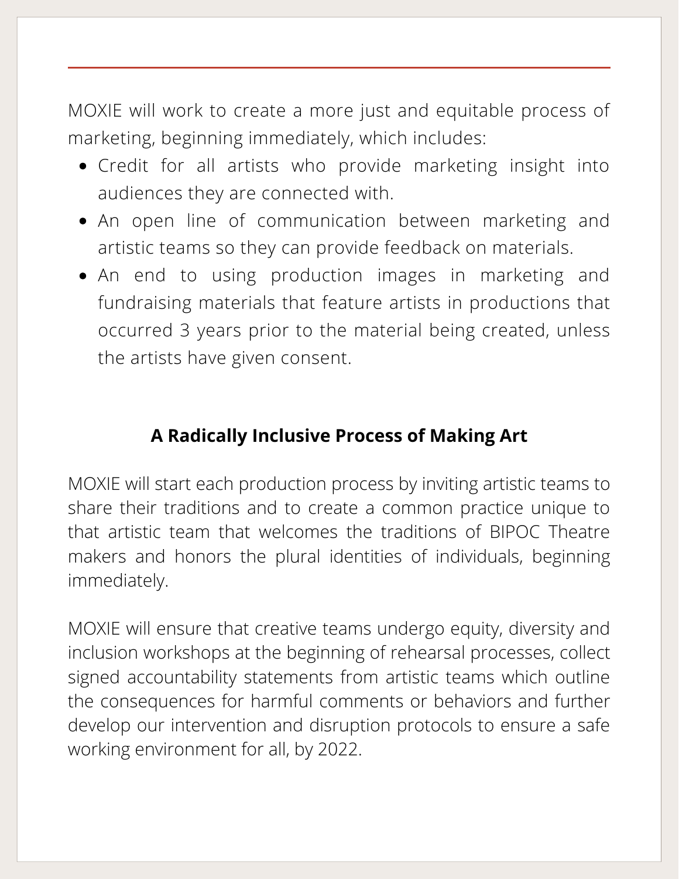MOXIE will work to create a more just and equitable process of marketing, beginning immediately, which includes:

- Credit for all artists who provide marketing insight into audiences they are connected with.
- An open line of communication between marketing and artistic teams so they can provide feedback on materials.
- An end to using production images in marketing and fundraising materials that feature artists in productions that occurred 3 years prior to the material being created, unless the artists have given consent.

## A Radically Inclusive Process of Making Art

MOXIE will start each production process by inviting artistic teams to share their traditions and to create a common practice unique to that artistic team that welcomes the traditions of BIPOC Theatre makers and honors the plural identities of individuals, beginning immediately.

MOXIE will ensure that creative teams undergo equity, diversity and inclusion workshops at the beginning of rehearsal processes, collect signed accountability statements from artistic teams which outline the consequences for harmful comments or behaviors and further develop our intervention and disruption protocols to ensure a safe working environment for all, by 2022.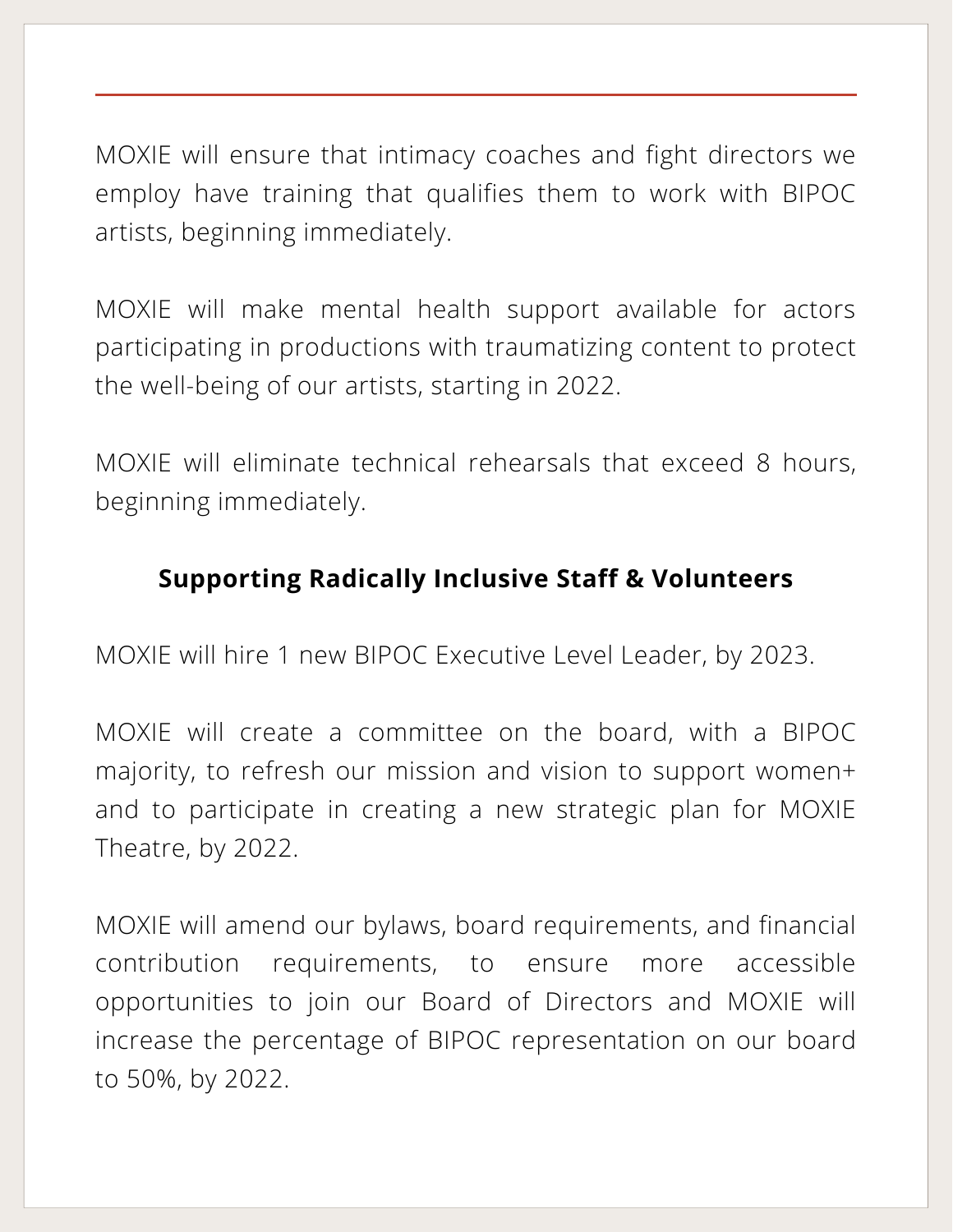MOXIE will ensure that intimacy coaches and fight directors we employ have training that qualifies them to work with BIPOC artists, beginning immediately.

MOXIE will make mental health support available for actors participating in productions with traumatizing content to protect the well-being of our artists, starting in 2022.

MOXIE will eliminate technical rehearsals that exceed 8 hours, beginning immediately.

## Supporting Radically Inclusive Staff & Volunteers

MOXIE will hire 1 new BIPOC Executive Level Leader, by 2023.

MOXIE will create a committee on the board, with a BIPOC majority, to refresh our mission and vision to support women+ and to participate in creating a new strategic plan for MOXIE Theatre, by 2022.

MOXIE will amend our bylaws, board requirements, and financial contribution requirements, to ensure more accessible opportunities to join our Board of Directors and MOXIE will increase the percentage of BIPOC representation on our board to 50%, by 2022.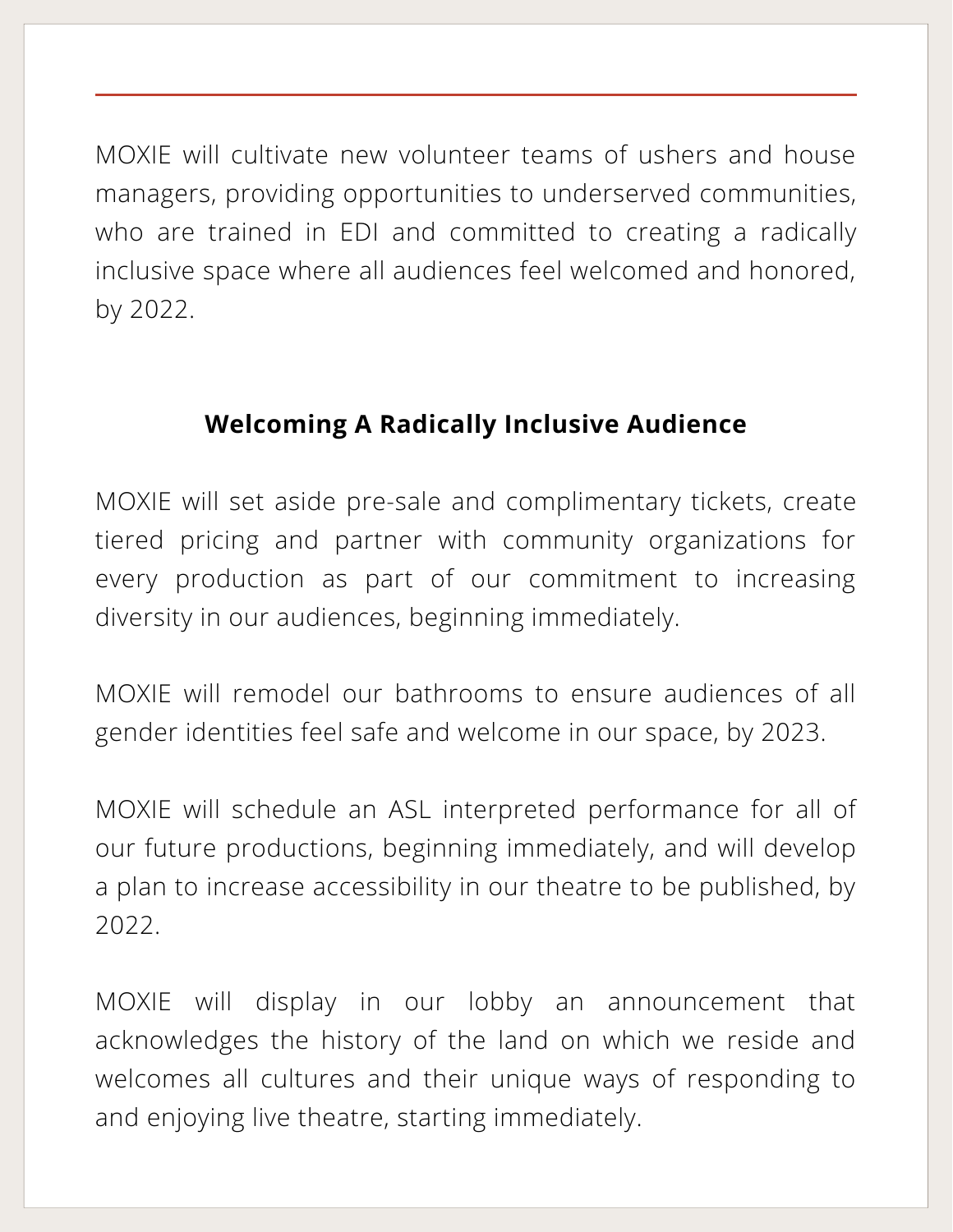MOXIE will cultivate new volunteer teams of ushers and house managers, providing opportunities to underserved communities, who are trained in EDI and committed to creating a radically inclusive space where all audiences feel welcomed and honored, by 2022.

### Welcoming A Radically Inclusive Audience

MOXIE will set aside pre-sale and complimentary tickets, create tiered pricing and partner with community organizations for every production as part of our commitment to increasing diversity in our audiences, beginning immediately.

MOXIE will remodel our bathrooms to ensure audiences of all gender identities feel safe and welcome in our space, by 2023.

MOXIE will schedule an ASL interpreted performance for all of our future productions, beginning immediately, and will develop a plan to increase accessibility in our theatre to be published, by 2022.

MOXIE will display in our lobby an announcement that acknowledges the history of the land on which we reside and welcomes all cultures and their unique ways of responding to and enjoying live theatre, starting immediately.